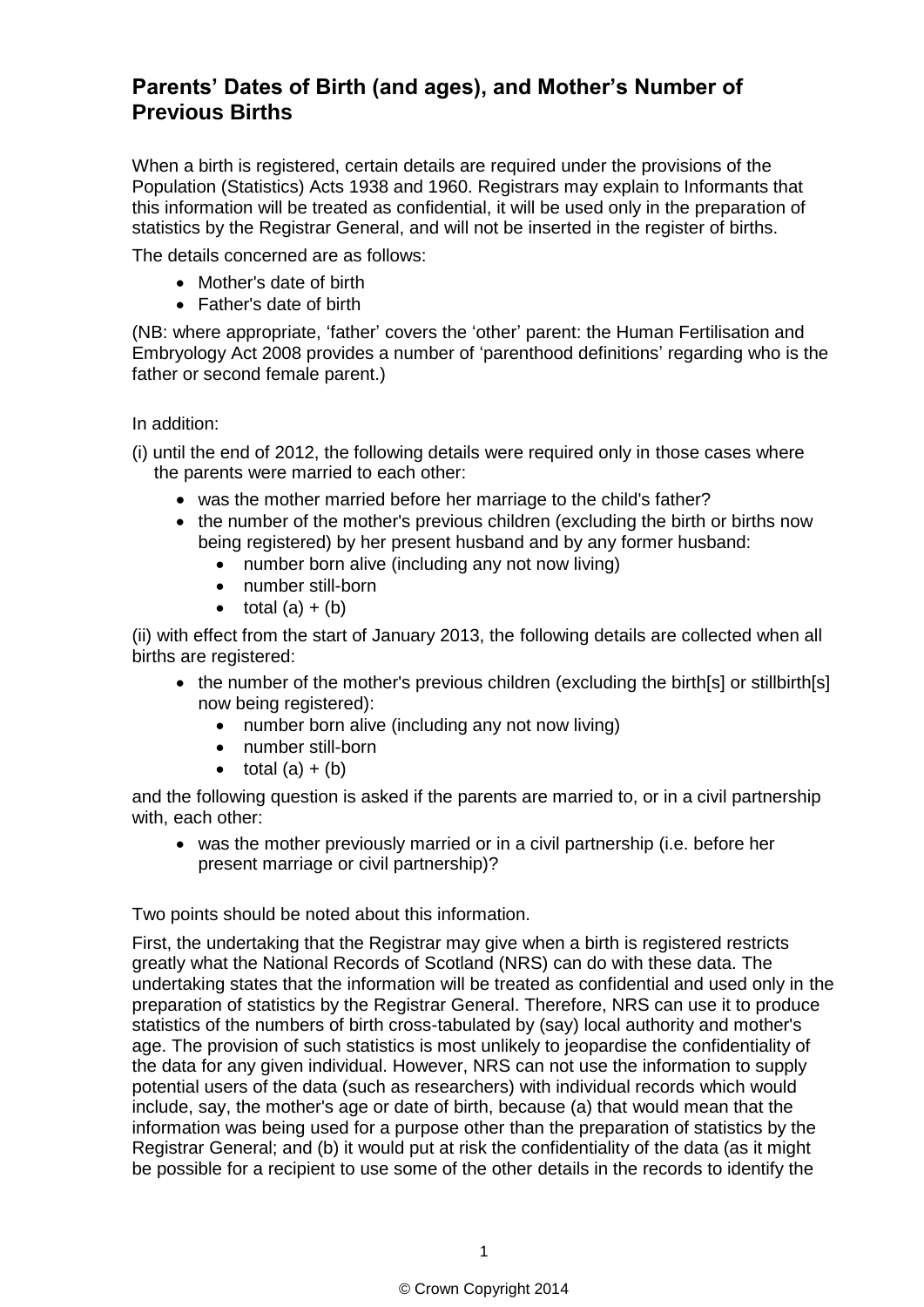## Parents' Dates of Birth (and ages), and Mother's Number of Previous Births

When a birth is registered, certain details are required under the provisions of the Population (Statistics) Acts 1938 and 1960. Registrars may explain to Informants that this information will be treated as confidential, it will be used only in the preparation of statistics by the Registrar General, and will not be inserted in the register of births.

The details concerned are as follows:

- Mother's date of birth
- Father's date of birth

(NB: where appropriate, 'father' covers the 'other' parent: the Human Fertilisation and Embryology Act 2008 provides a number of 'parenthood definitions' regarding who is the father or second female parent.)

In addition:

(i) until the end of 2012, the following details were required only in those cases where the parents were married to each other:

- was the mother married before her marriage to the child's father?
- the number of the mother's previous children (excluding the birth or births now being registered) by her present husband and by any former husband:
  - number born alive (including any not now living)
  - number still-born
  - total (a) + (b)

(ii) with effect from the start of January 2013, the following details are collected when all births are registered:

- the number of the mother's previous children (excluding the birth[s] or stillbirth[s] now being registered):
  - number born alive (including any not now living)
  - number still-born
  - total (a) + (b)

and the following question is asked if the parents are married to, or in a civil partnership with, each other:

- was the mother previously married or in a civil partnership (i.e. before her present marriage or civil partnership)?

Two points should be noted about this information.

First, the undertaking that the Registrar may give when a birth is registered restricts greatly what the National Records of Scotland (NRS) can do with these data. The undertaking states that the information will be treated as confidential and used only in the preparation of statistics by the Registrar General. Therefore, NRS can use it to produce statistics of the numbers of birth cross-tabulated by (say) local authority and mother's age. The provision of such statistics is most unlikely to jeopardise the confidentiality of the data for any given individual. However, NRS can not use the information to supply potential users of the data (such as researchers) with individual records which would include, say, the mother's age or date of birth, because (a) that would mean that the information was being used for a purpose other than the preparation of statistics by the Registrar General; and (b) it would put at risk the confidentiality of the data (as it might be possible for a recipient to use some of the other details in the records to identify the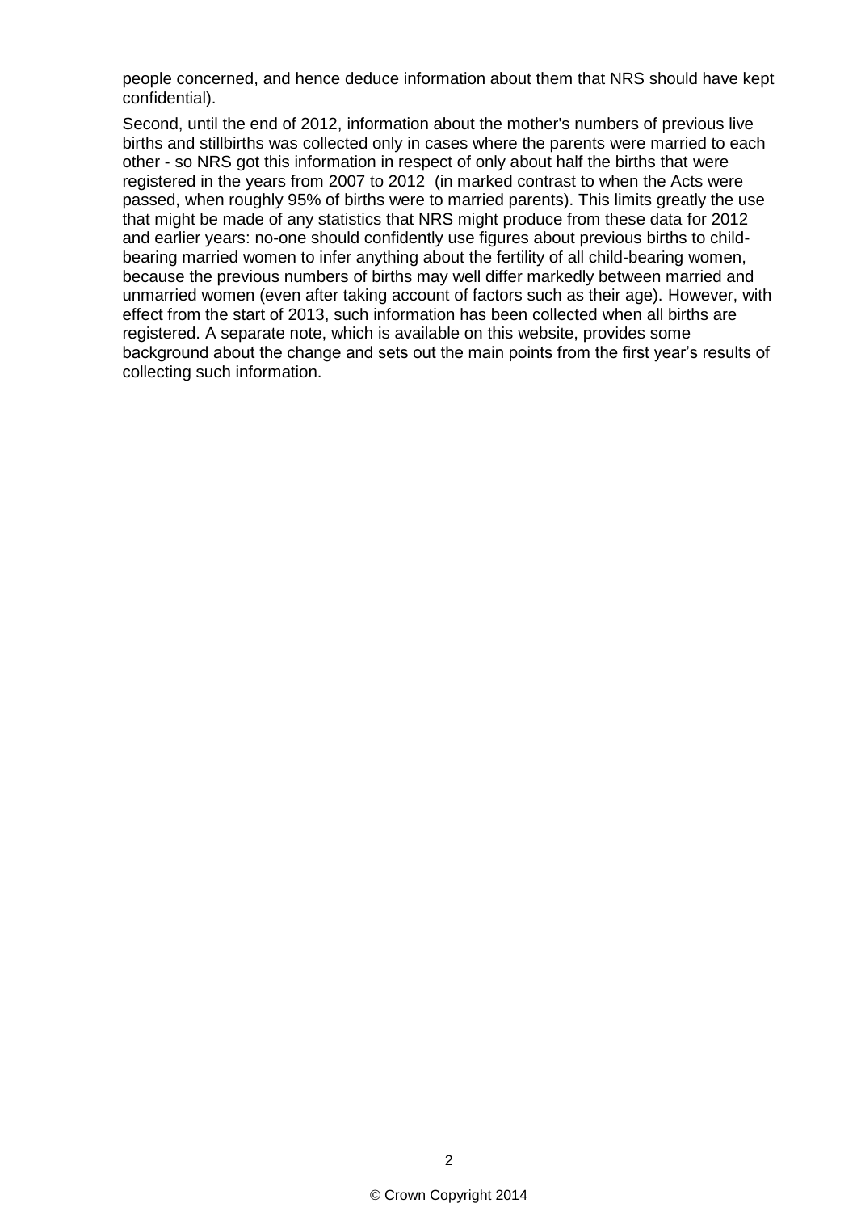people concerned, and hence deduce information about them that NRS should have kept confidential).

Second, until the end of 2012, information about the mother's numbers of previous live births and stillbirths was collected only in cases where the parents were married to each other - so NRS got this information in respect of only about half the births that were registered in the years from 2007 to 2012 (in marked contrast to when the Acts were passed, when roughly 95% of births were to married parents). This limits greatly the use that might be made of any statistics that NRS might produce from these data for 2012 and earlier years: no-one should confidently use figures about previous births to child-bearing married women to infer anything about the fertility of all child-bearing women, because the previous numbers of births may well differ markedly between married and unmarried women (even after taking account of factors such as their age). However, with effect from the start of 2013, such information has been collected when all births are registered. A separate note, which is available on this website, provides some background about the change and sets out the main points from the first year's results of collecting such information.